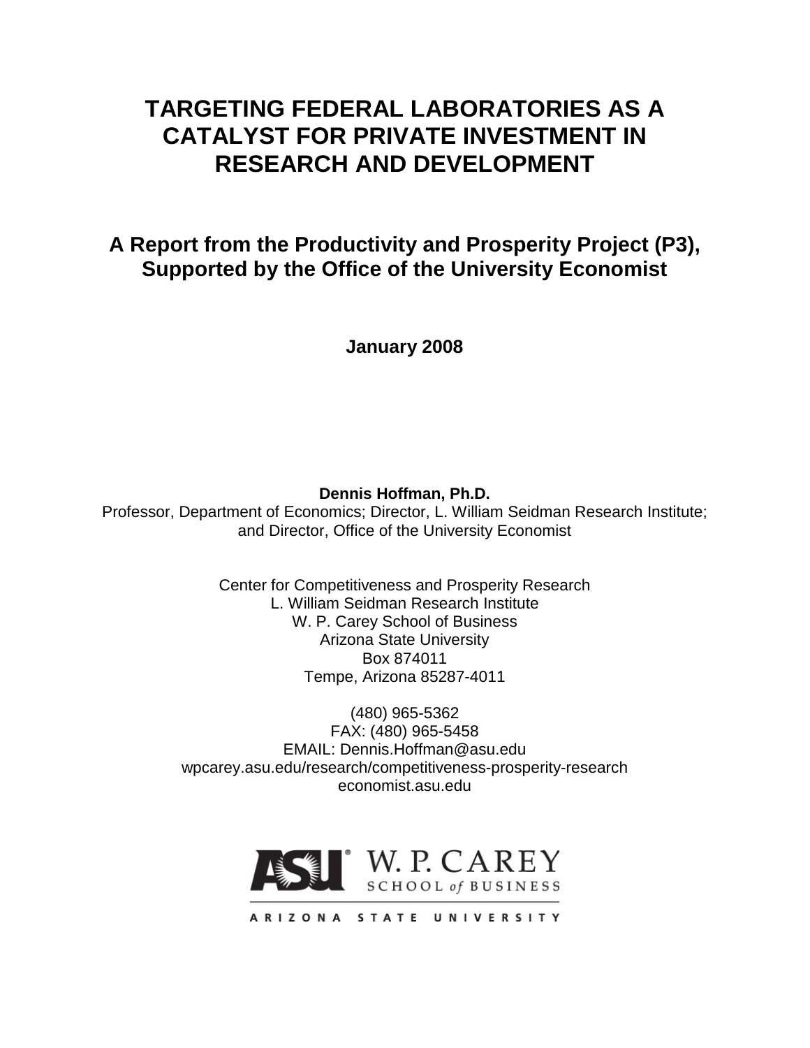# TARGETING FEDERAL LABORATORIES AS A CATALYST FOR PRIVATE INVESTMENT IN RESEARCH AND DEVELOPMENT

## A Report from the Productivity and Prosperity Project (P3), Supported by the Office of the University Economist

**January 2008**

**Dennis Hoffman, Ph.D.**
Professor, Department of Economics; Director, L. William Seidman Research Institute; and Director, Office of the University Economist

Center for Competitiveness and Prosperity Research
L. William Seidman Research Institute
W. P. Carey School of Business
Arizona State University
Box 874011
Tempe, Arizona 85287-4011

(480) 965-5362
FAX: (480) 965-5458
EMAIL: Dennis.Hoffman@asu.edu
wpcarey.asu.edu/research/competitiveness-prosperity-research
economist.asu.edu

ASU W. P. CAREY SCHOOL of BUSINESS
ARIZONA STATE UNIVERSITY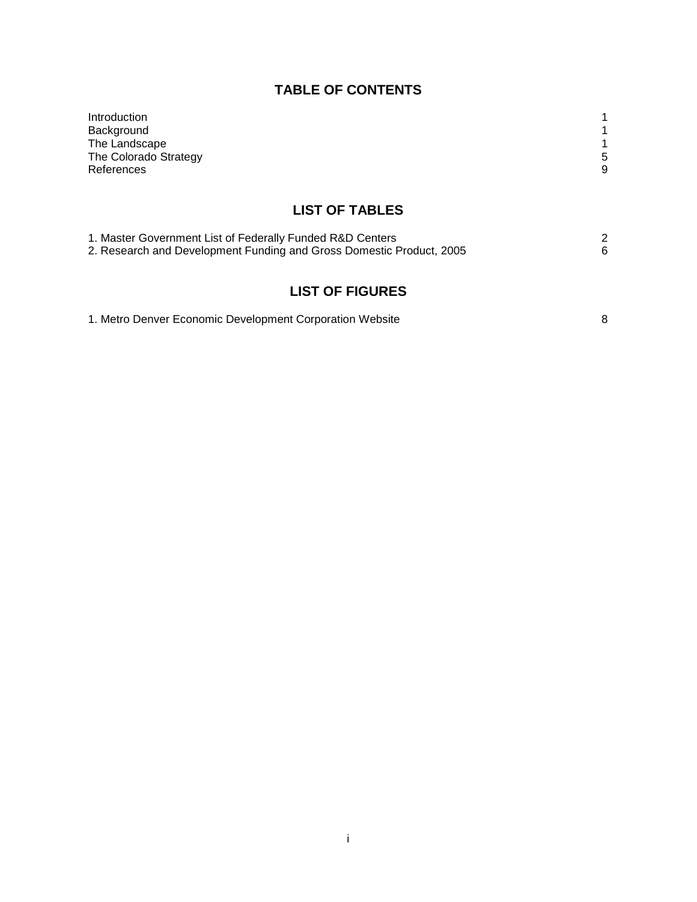## TABLE OF CONTENTS

| | |
|---|---|
| Introduction | 1 |
| Background | 1 |
| The Landscape | 1 |
| The Colorado Strategy | 5 |
| References | 9 |

## LIST OF TABLES

| | |
|---|---|
| 1. Master Government List of Federally Funded R&D Centers | 2 |
| 2. Research and Development Funding and Gross Domestic Product, 2005 | 6 |

## LIST OF FIGURES

| | |
|---|---|
| 1. Metro Denver Economic Development Corporation Website | 8 |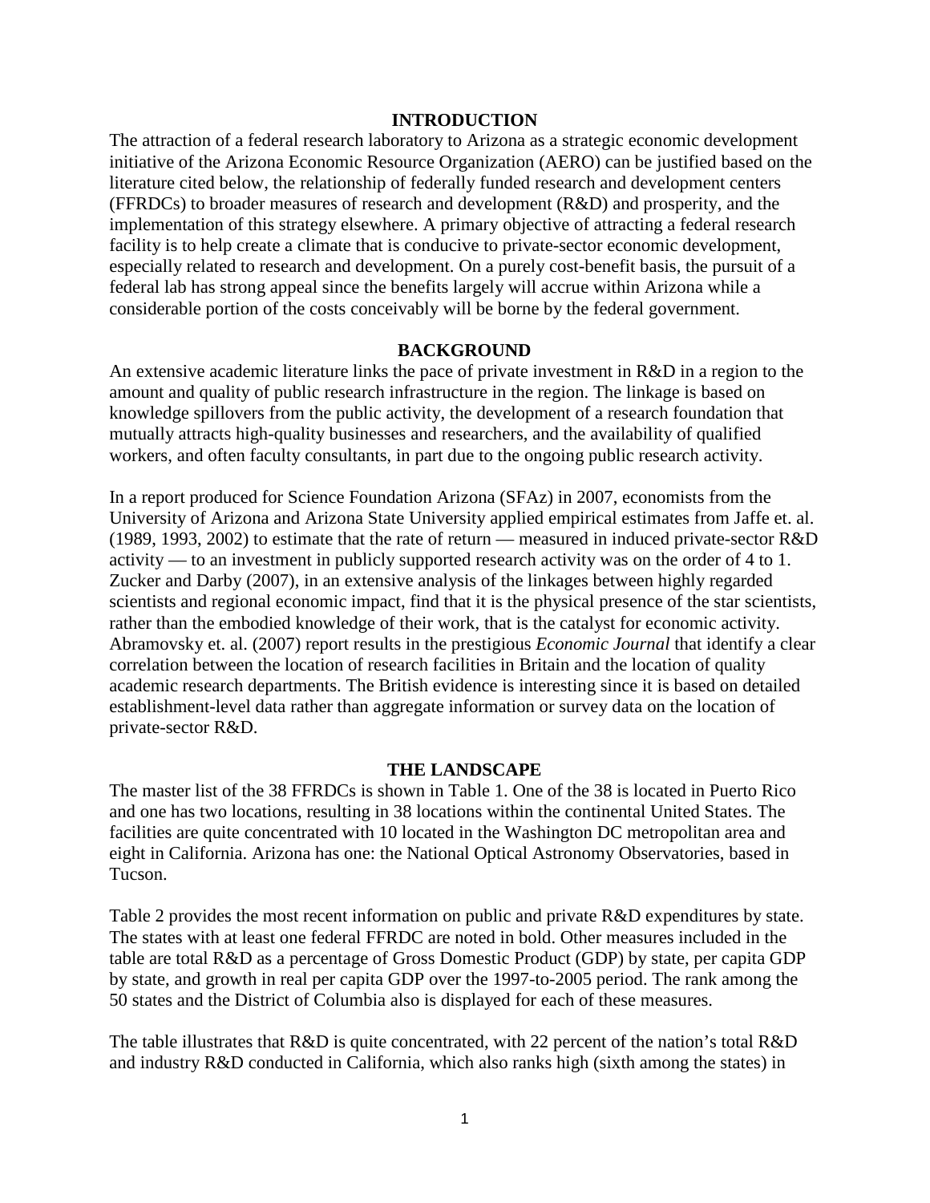## INTRODUCTION

The attraction of a federal research laboratory to Arizona as a strategic economic development initiative of the Arizona Economic Resource Organization (AERO) can be justified based on the literature cited below, the relationship of federally funded research and development centers (FFRDCs) to broader measures of research and development (R&D) and prosperity, and the implementation of this strategy elsewhere. A primary objective of attracting a federal research facility is to help create a climate that is conducive to private-sector economic development, especially related to research and development. On a purely cost-benefit basis, the pursuit of a federal lab has strong appeal since the benefits largely will accrue within Arizona while a considerable portion of the costs conceivably will be borne by the federal government.

## BACKGROUND

An extensive academic literature links the pace of private investment in R&D in a region to the amount and quality of public research infrastructure in the region. The linkage is based on knowledge spillovers from the public activity, the development of a research foundation that mutually attracts high-quality businesses and researchers, and the availability of qualified workers, and often faculty consultants, in part due to the ongoing public research activity.

In a report produced for Science Foundation Arizona (SFAz) in 2007, economists from the University of Arizona and Arizona State University applied empirical estimates from Jaffe et. al. (1989, 1993, 2002) to estimate that the rate of return — measured in induced private-sector R&D activity — to an investment in publicly supported research activity was on the order of 4 to 1. Zucker and Darby (2007), in an extensive analysis of the linkages between highly regarded scientists and regional economic impact, find that it is the physical presence of the star scientists, rather than the embodied knowledge of their work, that is the catalyst for economic activity. Abramovsky et. al. (2007) report results in the prestigious *Economic Journal* that identify a clear correlation between the location of research facilities in Britain and the location of quality academic research departments. The British evidence is interesting since it is based on detailed establishment-level data rather than aggregate information or survey data on the location of private-sector R&D.

## THE LANDSCAPE

The master list of the 38 FFRDCs is shown in Table 1. One of the 38 is located in Puerto Rico and one has two locations, resulting in 38 locations within the continental United States. The facilities are quite concentrated with 10 located in the Washington DC metropolitan area and eight in California. Arizona has one: the National Optical Astronomy Observatories, based in Tucson.

Table 2 provides the most recent information on public and private R&D expenditures by state. The states with at least one federal FFRDC are noted in bold. Other measures included in the table are total R&D as a percentage of Gross Domestic Product (GDP) by state, per capita GDP by state, and growth in real per capita GDP over the 1997-to-2005 period. The rank among the 50 states and the District of Columbia also is displayed for each of these measures.

The table illustrates that R&D is quite concentrated, with 22 percent of the nation's total R&D and industry R&D conducted in California, which also ranks high (sixth among the states) in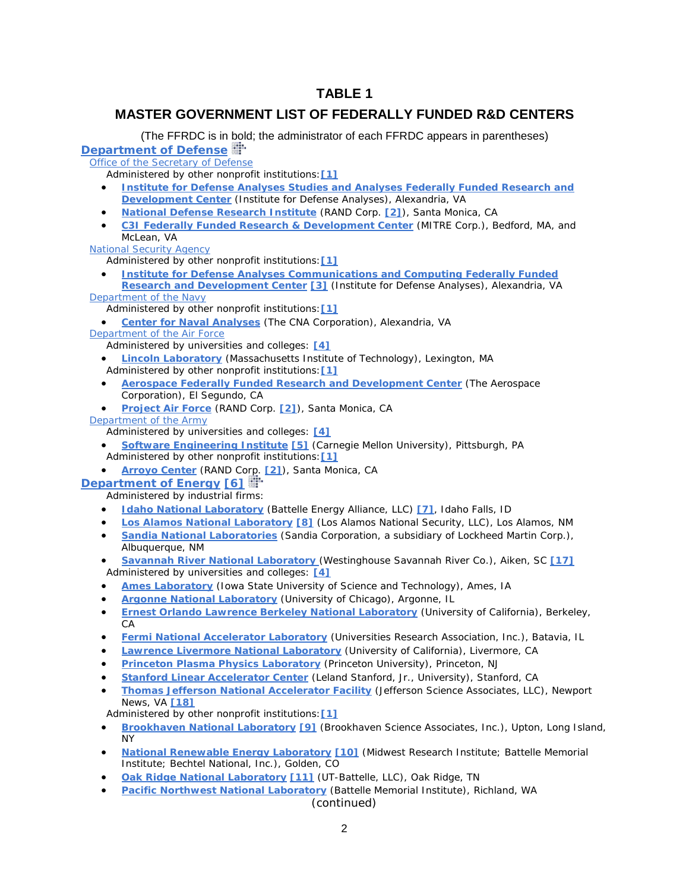# TABLE 1

## MASTER GOVERNMENT LIST OF FEDERALLY FUNDED R&D CENTERS

(The FFRDC is in bold; the administrator of each FFRDC appears in parentheses)

### Department of Defense

Office of the Secretary of Defense

Administered by other nonprofit institutions: [1]

- **Institute for Defense Analyses Studies and Analyses Federally Funded Research and Development Center** (Institute for Defense Analyses), Alexandria, VA
- **National Defense Research Institute** (RAND Corp. [2]), Santa Monica, CA
- **C3I Federally Funded Research & Development Center** (MITRE Corp.), Bedford, MA, and McLean, VA

National Security Agency

Administered by other nonprofit institutions: [1]

- **Institute for Defense Analyses Communications and Computing Federally Funded Research and Development Center** [3] (Institute for Defense Analyses), Alexandria, VA

Department of the Navy

Administered by other nonprofit institutions: [1]

- **Center for Naval Analyses** (The CNA Corporation), Alexandria, VA

Department of the Air Force

Administered by universities and colleges: [4]

- **Lincoln Laboratory** (Massachusetts Institute of Technology), Lexington, MA

Administered by other nonprofit institutions: [1]

- **Aerospace Federally Funded Research and Development Center** (The Aerospace Corporation), El Segundo, CA
- **Project Air Force** (RAND Corp. [2]), Santa Monica, CA

Department of the Army

Administered by universities and colleges: [4]

- **Software Engineering Institute** [5] (Carnegie Mellon University), Pittsburgh, PA

Administered by other nonprofit institutions: [1]

- **Arroyo Center** (RAND Corp. [2]), Santa Monica, CA

### Department of Energy [6]

Administered by industrial firms:

- **Idaho National Laboratory** (Battelle Energy Alliance, LLC) [7], Idaho Falls, ID
- **Los Alamos National Laboratory** [8] (Los Alamos National Security, LLC), Los Alamos, NM
- **Sandia National Laboratories** (Sandia Corporation, a subsidiary of Lockheed Martin Corp.), Albuquerque, NM
- **Savannah River National Laboratory** (Westinghouse Savannah River Co.), Aiken, SC [17]

Administered by universities and colleges: [4]

- **Ames Laboratory** (Iowa State University of Science and Technology), Ames, IA
- **Argonne National Laboratory** (University of Chicago), Argonne, IL
- **Ernest Orlando Lawrence Berkeley National Laboratory** (University of California), Berkeley, CA
- **Fermi National Accelerator Laboratory** (Universities Research Association, Inc.), Batavia, IL
- **Lawrence Livermore National Laboratory** (University of California), Livermore, CA
- **Princeton Plasma Physics Laboratory** (Princeton University), Princeton, NJ
- **Stanford Linear Accelerator Center** (Leland Stanford, Jr., University), Stanford, CA
- **Thomas Jefferson National Accelerator Facility** (Jefferson Science Associates, LLC), Newport News, VA [18]

Administered by other nonprofit institutions: [1]

- **Brookhaven National Laboratory** [9] (Brookhaven Science Associates, Inc.), Upton, Long Island, NY
- **National Renewable Energy Laboratory** [10] (Midwest Research Institute; Battelle Memorial Institute; Bechtel National, Inc.), Golden, CO
- **Oak Ridge National Laboratory** [11] (UT-Battelle, LLC), Oak Ridge, TN
- **Pacific Northwest National Laboratory** (Battelle Memorial Institute), Richland, WA

(continued)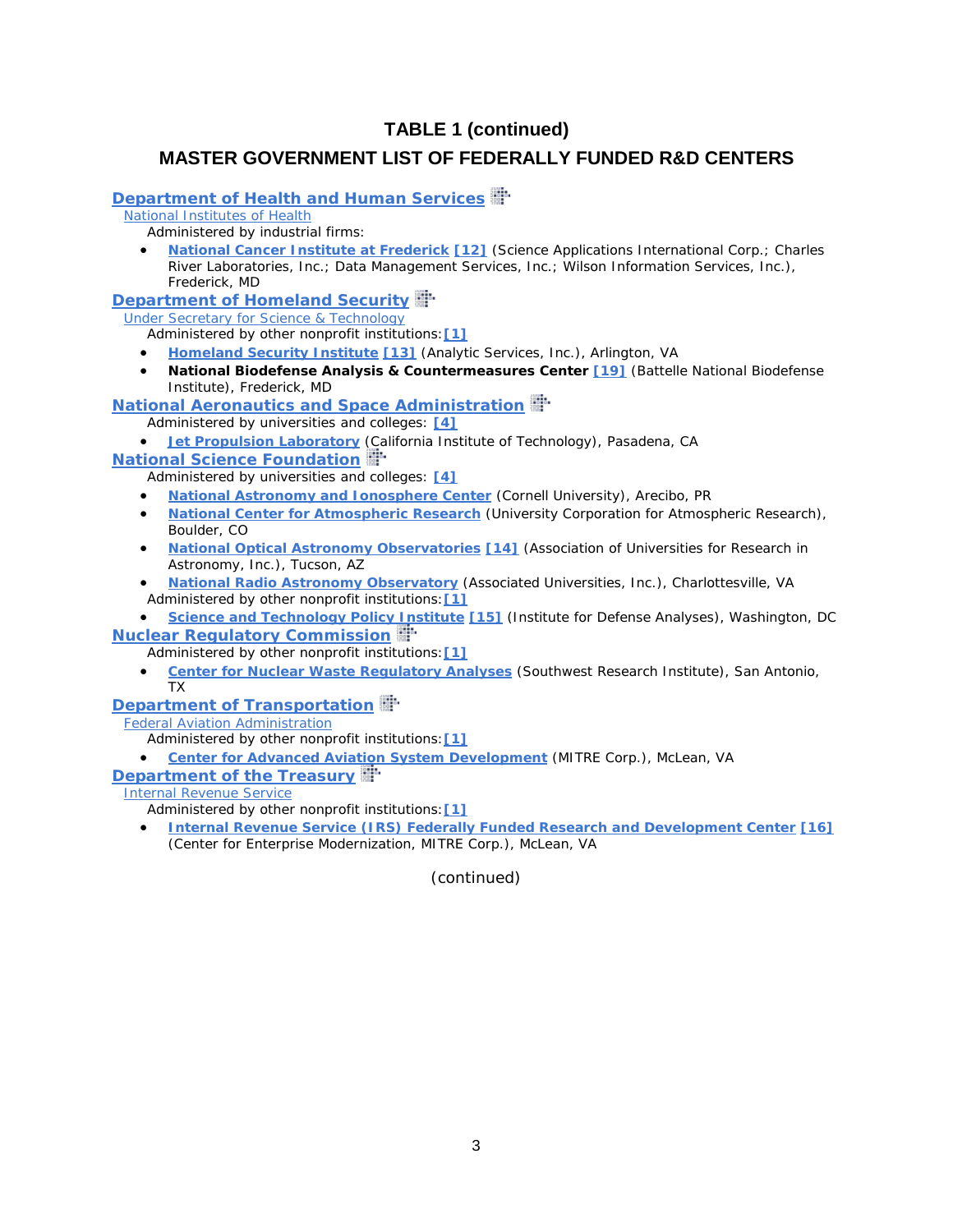## TABLE 1 (continued)

## MASTER GOVERNMENT LIST OF FEDERALLY FUNDED R&D CENTERS

### Department of Health and Human Services

National Institutes of Health

Administered by industrial firms:

- **National Cancer Institute at Frederick** [12] (Science Applications International Corp.; Charles River Laboratories, Inc.; Data Management Services, Inc.; Wilson Information Services, Inc.), Frederick, MD

### Department of Homeland Security

Under Secretary for Science & Technology

Administered by other nonprofit institutions: [1]

- **Homeland Security Institute** [13] (Analytic Services, Inc.), Arlington, VA
- **National Biodefense Analysis & Countermeasures Center** [19] (Battelle National Biodefense Institute), Frederick, MD

### National Aeronautics and Space Administration

Administered by universities and colleges: [4]

- **Jet Propulsion Laboratory** (California Institute of Technology), Pasadena, CA

### National Science Foundation

Administered by universities and colleges: [4]

- **National Astronomy and Ionosphere Center** (Cornell University), Arecibo, PR
- **National Center for Atmospheric Research** (University Corporation for Atmospheric Research), Boulder, CO
- **National Optical Astronomy Observatories** [14] (Association of Universities for Research in Astronomy, Inc.), Tucson, AZ
- **National Radio Astronomy Observatory** (Associated Universities, Inc.), Charlottesville, VA

Administered by other nonprofit institutions: [1]

- **Science and Technology Policy Institute** [15] (Institute for Defense Analyses), Washington, DC

### Nuclear Regulatory Commission

Administered by other nonprofit institutions: [1]

- **Center for Nuclear Waste Regulatory Analyses** (Southwest Research Institute), San Antonio, TX

### Department of Transportation

Federal Aviation Administration

Administered by other nonprofit institutions: [1]

- **Center for Advanced Aviation System Development** (MITRE Corp.), McLean, VA

### Department of the Treasury

Internal Revenue Service

Administered by other nonprofit institutions: [1]

- **Internal Revenue Service (IRS) Federally Funded Research and Development Center** [16] (Center for Enterprise Modernization, MITRE Corp.), McLean, VA

(continued)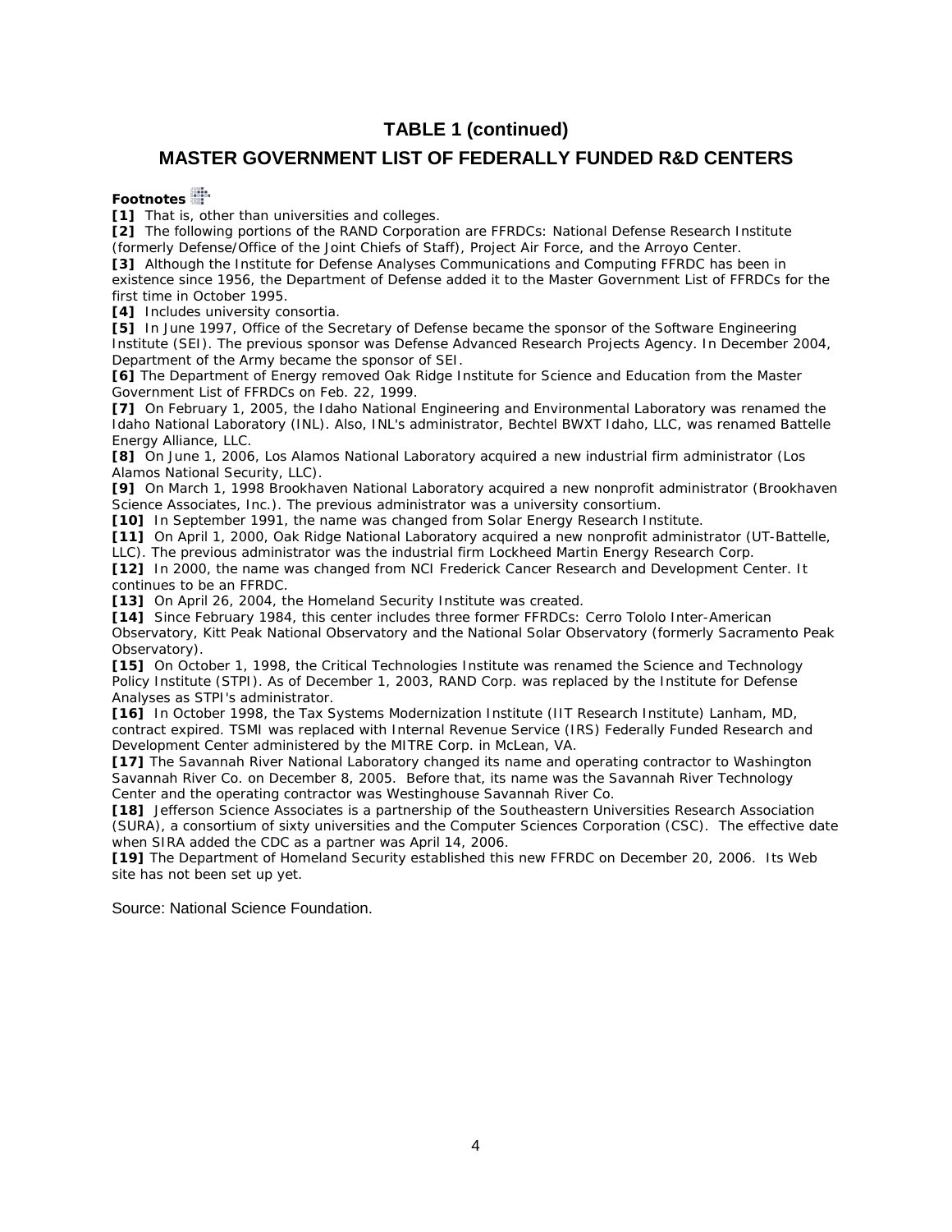## TABLE 1 (continued)

## MASTER GOVERNMENT LIST OF FEDERALLY FUNDED R&D CENTERS

**Footnotes**

**[1]** That is, other than universities and colleges.

**[2]** The following portions of the RAND Corporation are FFRDCs: National Defense Research Institute (formerly Defense/Office of the Joint Chiefs of Staff), Project Air Force, and the Arroyo Center.

**[3]** Although the Institute for Defense Analyses Communications and Computing FFRDC has been in existence since 1956, the Department of Defense added it to the Master Government List of FFRDCs for the first time in October 1995.

**[4]** Includes university consortia.

**[5]** In June 1997, Office of the Secretary of Defense became the sponsor of the Software Engineering Institute (SEI). The previous sponsor was Defense Advanced Research Projects Agency. In December 2004, Department of the Army became the sponsor of SEI.

**[6]** The Department of Energy removed Oak Ridge Institute for Science and Education from the Master Government List of FFRDCs on Feb. 22, 1999.

**[7]** On February 1, 2005, the Idaho National Engineering and Environmental Laboratory was renamed the Idaho National Laboratory (INL). Also, INL's administrator, Bechtel BWXT Idaho, LLC, was renamed Battelle Energy Alliance, LLC.

**[8]** On June 1, 2006, Los Alamos National Laboratory acquired a new industrial firm administrator (Los Alamos National Security, LLC).

**[9]** On March 1, 1998 Brookhaven National Laboratory acquired a new nonprofit administrator (Brookhaven Science Associates, Inc.). The previous administrator was a university consortium.

**[10]** In September 1991, the name was changed from Solar Energy Research Institute.

**[11]** On April 1, 2000, Oak Ridge National Laboratory acquired a new nonprofit administrator (UT-Battelle, LLC). The previous administrator was the industrial firm Lockheed Martin Energy Research Corp.

**[12]** In 2000, the name was changed from NCI Frederick Cancer Research and Development Center. It continues to be an FFRDC.

**[13]** On April 26, 2004, the Homeland Security Institute was created.

**[14]** Since February 1984, this center includes three former FFRDCs: Cerro Tololo Inter-American Observatory, Kitt Peak National Observatory and the National Solar Observatory (formerly Sacramento Peak Observatory).

**[15]** On October 1, 1998, the Critical Technologies Institute was renamed the Science and Technology Policy Institute (STPI). As of December 1, 2003, RAND Corp. was replaced by the Institute for Defense Analyses as STPI's administrator.

**[16]** In October 1998, the Tax Systems Modernization Institute (IIT Research Institute) Lanham, MD, contract expired. TSMI was replaced with Internal Revenue Service (IRS) Federally Funded Research and Development Center administered by the MITRE Corp. in McLean, VA.

**[17]** The Savannah River National Laboratory changed its name and operating contractor to Washington Savannah River Co. on December 8, 2005. Before that, its name was the Savannah River Technology Center and the operating contractor was Westinghouse Savannah River Co.

**[18]** Jefferson Science Associates is a partnership of the Southeastern Universities Research Association (SURA), a consortium of sixty universities and the Computer Sciences Corporation (CSC). The effective date when SIRA added the CDC as a partner was April 14, 2006.

**[19]** The Department of Homeland Security established this new FFRDC on December 20, 2006. Its Web site has not been set up yet.

Source: National Science Foundation.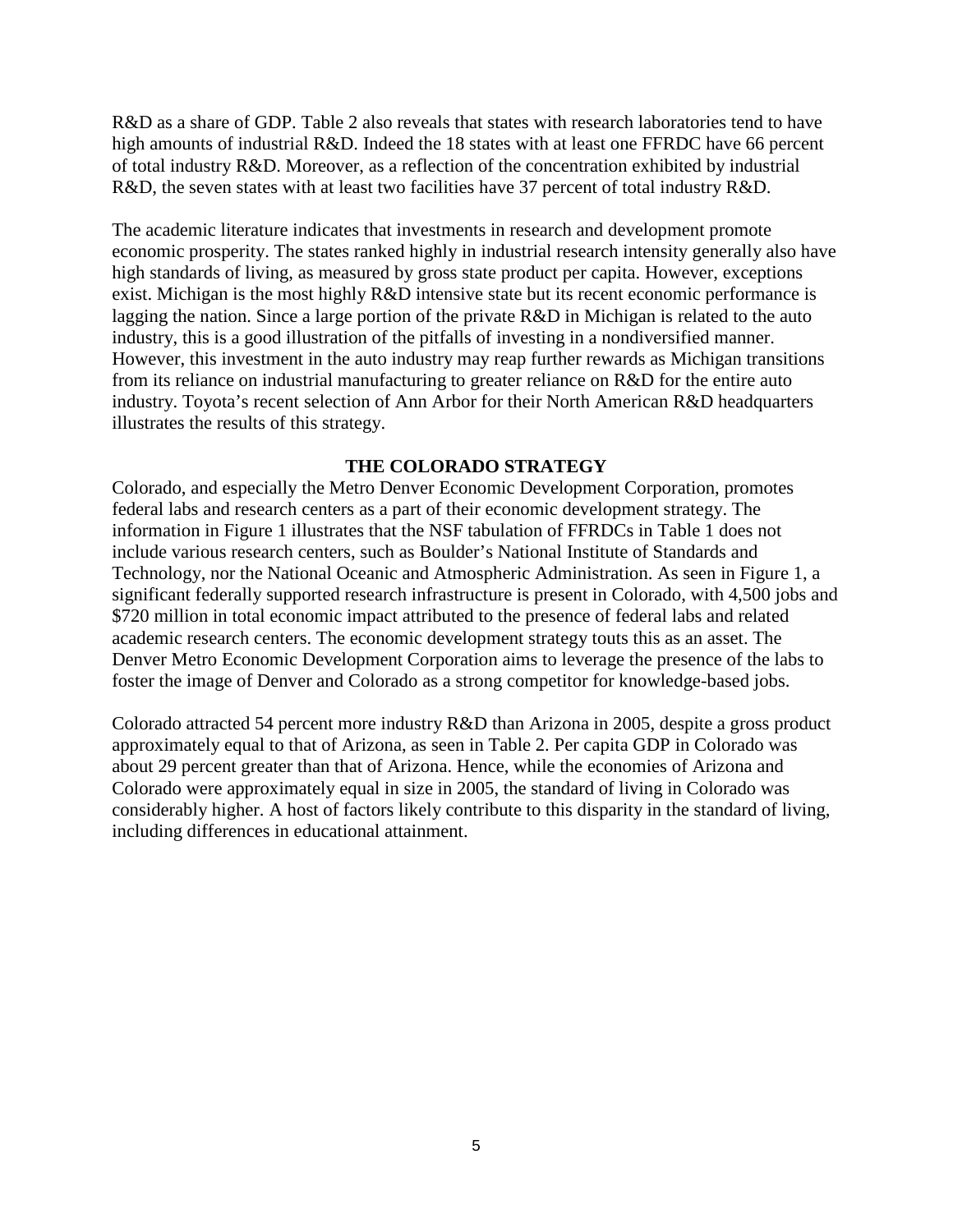R&D as a share of GDP. Table 2 also reveals that states with research laboratories tend to have high amounts of industrial R&D. Indeed the 18 states with at least one FFRDC have 66 percent of total industry R&D. Moreover, as a reflection of the concentration exhibited by industrial R&D, the seven states with at least two facilities have 37 percent of total industry R&D.

The academic literature indicates that investments in research and development promote economic prosperity. The states ranked highly in industrial research intensity generally also have high standards of living, as measured by gross state product per capita. However, exceptions exist. Michigan is the most highly R&D intensive state but its recent economic performance is lagging the nation. Since a large portion of the private R&D in Michigan is related to the auto industry, this is a good illustration of the pitfalls of investing in a nondiversified manner. However, this investment in the auto industry may reap further rewards as Michigan transitions from its reliance on industrial manufacturing to greater reliance on R&D for the entire auto industry. Toyota's recent selection of Ann Arbor for their North American R&D headquarters illustrates the results of this strategy.

## THE COLORADO STRATEGY

Colorado, and especially the Metro Denver Economic Development Corporation, promotes federal labs and research centers as a part of their economic development strategy. The information in Figure 1 illustrates that the NSF tabulation of FFRDCs in Table 1 does not include various research centers, such as Boulder's National Institute of Standards and Technology, nor the National Oceanic and Atmospheric Administration. As seen in Figure 1, a significant federally supported research infrastructure is present in Colorado, with 4,500 jobs and $720 million in total economic impact attributed to the presence of federal labs and related academic research centers. The economic development strategy touts this as an asset. The Denver Metro Economic Development Corporation aims to leverage the presence of the labs to foster the image of Denver and Colorado as a strong competitor for knowledge-based jobs.

Colorado attracted 54 percent more industry R&D than Arizona in 2005, despite a gross product approximately equal to that of Arizona, as seen in Table 2. Per capita GDP in Colorado was about 29 percent greater than that of Arizona. Hence, while the economies of Arizona and Colorado were approximately equal in size in 2005, the standard of living in Colorado was considerably higher. A host of factors likely contribute to this disparity in the standard of living, including differences in educational attainment.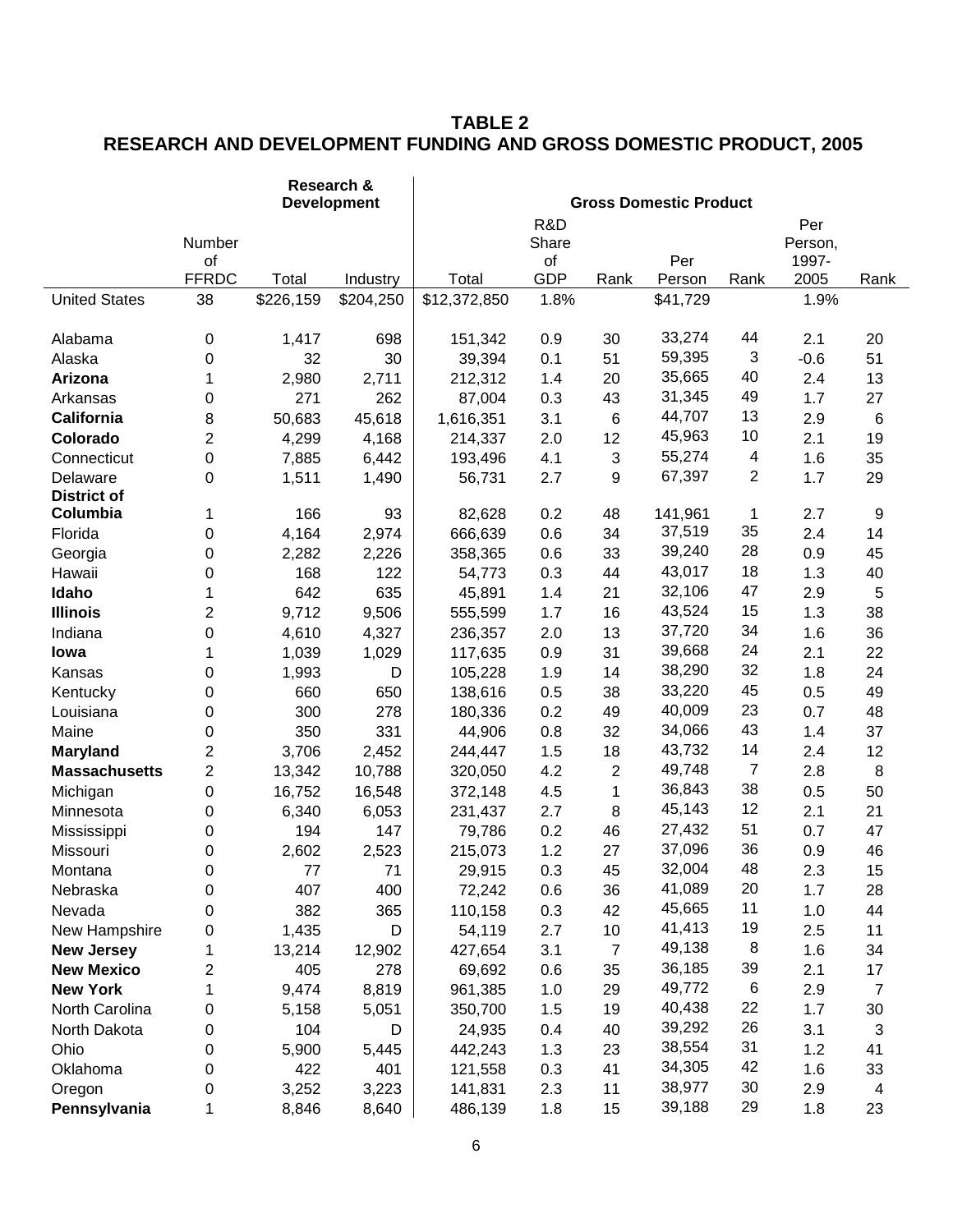## TABLE 2
## RESEARCH AND DEVELOPMENT FUNDING AND GROSS DOMESTIC PRODUCT, 2005

| | Research & Development | | | Gross Domestic Product | | | | | | |
|---|---|---|---|---|---|---|---|---|---|---|
| | Number of FFRDC | Total | Industry | Total | R&D Share of GDP | Rank | Per Person | Rank | Per Person, 1997-2005 | Rank |
| United States | 38 | $226,159 | $204,250 | $12,372,850 | 1.8% | | $41,729 | | 1.9% | |
| Alabama | 0 | 1,417 | 698 | 151,342 | 0.9 | 30 | 33,274 | 44 | 2.1 | 20 |
| Alaska | 0 | 32 | 30 | 39,394 | 0.1 | 51 | 59,395 | 3 | -0.6 | 51 |
| **Arizona** | 1 | 2,980 | 2,711 | 212,312 | 1.4 | 20 | 35,665 | 40 | 2.4 | 13 |
| Arkansas | 0 | 271 | 262 | 87,004 | 0.3 | 43 | 31,345 | 49 | 1.7 | 27 |
| **California** | 8 | 50,683 | 45,618 | 1,616,351 | 3.1 | 6 | 44,707 | 13 | 2.9 | 6 |
| **Colorado** | 2 | 4,299 | 4,168 | 214,337 | 2.0 | 12 | 45,963 | 10 | 2.1 | 19 |
| Connecticut | 0 | 7,885 | 6,442 | 193,496 | 4.1 | 3 | 55,274 | 4 | 1.6 | 35 |
| Delaware | 0 | 1,511 | 1,490 | 56,731 | 2.7 | 9 | 67,397 | 2 | 1.7 | 29 |
| **District of Columbia** | 1 | 166 | 93 | 82,628 | 0.2 | 48 | 141,961 | 1 | 2.7 | 9 |
| Florida | 0 | 4,164 | 2,974 | 666,639 | 0.6 | 34 | 37,519 | 35 | 2.4 | 14 |
| Georgia | 0 | 2,282 | 2,226 | 358,365 | 0.6 | 33 | 39,240 | 28 | 0.9 | 45 |
| Hawaii | 0 | 168 | 122 | 54,773 | 0.3 | 44 | 43,017 | 18 | 1.3 | 40 |
| **Idaho** | 1 | 642 | 635 | 45,891 | 1.4 | 21 | 32,106 | 47 | 2.9 | 5 |
| **Illinois** | 2 | 9,712 | 9,506 | 555,599 | 1.7 | 16 | 43,524 | 15 | 1.3 | 38 |
| Indiana | 0 | 4,610 | 4,327 | 236,357 | 2.0 | 13 | 37,720 | 34 | 1.6 | 36 |
| **Iowa** | 1 | 1,039 | 1,029 | 117,635 | 0.9 | 31 | 39,668 | 24 | 2.1 | 22 |
| Kansas | 0 | 1,993 | D | 105,228 | 1.9 | 14 | 38,290 | 32 | 1.8 | 24 |
| Kentucky | 0 | 660 | 650 | 138,616 | 0.5 | 38 | 33,220 | 45 | 0.5 | 49 |
| Louisiana | 0 | 300 | 278 | 180,336 | 0.2 | 49 | 40,009 | 23 | 0.7 | 48 |
| Maine | 0 | 350 | 331 | 44,906 | 0.8 | 32 | 34,066 | 43 | 1.4 | 37 |
| **Maryland** | 2 | 3,706 | 2,452 | 244,447 | 1.5 | 18 | 43,732 | 14 | 2.4 | 12 |
| **Massachusetts** | 2 | 13,342 | 10,788 | 320,050 | 4.2 | 2 | 49,748 | 7 | 2.8 | 8 |
| Michigan | 0 | 16,752 | 16,548 | 372,148 | 4.5 | 1 | 36,843 | 38 | 0.5 | 50 |
| Minnesota | 0 | 6,340 | 6,053 | 231,437 | 2.7 | 8 | 45,143 | 12 | 2.1 | 21 |
| Mississippi | 0 | 194 | 147 | 79,786 | 0.2 | 46 | 27,432 | 51 | 0.7 | 47 |
| Missouri | 0 | 2,602 | 2,523 | 215,073 | 1.2 | 27 | 37,096 | 36 | 0.9 | 46 |
| Montana | 0 | 77 | 71 | 29,915 | 0.3 | 45 | 32,004 | 48 | 2.3 | 15 |
| Nebraska | 0 | 407 | 400 | 72,242 | 0.6 | 36 | 41,089 | 20 | 1.7 | 28 |
| Nevada | 0 | 382 | 365 | 110,158 | 0.3 | 42 | 45,665 | 11 | 1.0 | 44 |
| New Hampshire | 0 | 1,435 | D | 54,119 | 2.7 | 10 | 41,413 | 19 | 2.5 | 11 |
| **New Jersey** | 1 | 13,214 | 12,902 | 427,654 | 3.1 | 7 | 49,138 | 8 | 1.6 | 34 |
| **New Mexico** | 2 | 405 | 278 | 69,692 | 0.6 | 35 | 36,185 | 39 | 2.1 | 17 |
| **New York** | 1 | 9,474 | 8,819 | 961,385 | 1.0 | 29 | 49,772 | 6 | 2.9 | 7 |
| North Carolina | 0 | 5,158 | 5,051 | 350,700 | 1.5 | 19 | 40,438 | 22 | 1.7 | 30 |
| North Dakota | 0 | 104 | D | 24,935 | 0.4 | 40 | 39,292 | 26 | 3.1 | 3 |
| Ohio | 0 | 5,900 | 5,445 | 442,243 | 1.3 | 23 | 38,554 | 31 | 1.2 | 41 |
| Oklahoma | 0 | 422 | 401 | 121,558 | 0.3 | 41 | 34,305 | 42 | 1.6 | 33 |
| Oregon | 0 | 3,252 | 3,223 | 141,831 | 2.3 | 11 | 38,977 | 30 | 2.9 | 4 |
| **Pennsylvania** | 1 | 8,846 | 8,640 | 486,139 | 1.8 | 15 | 39,188 | 29 | 1.8 | 23 |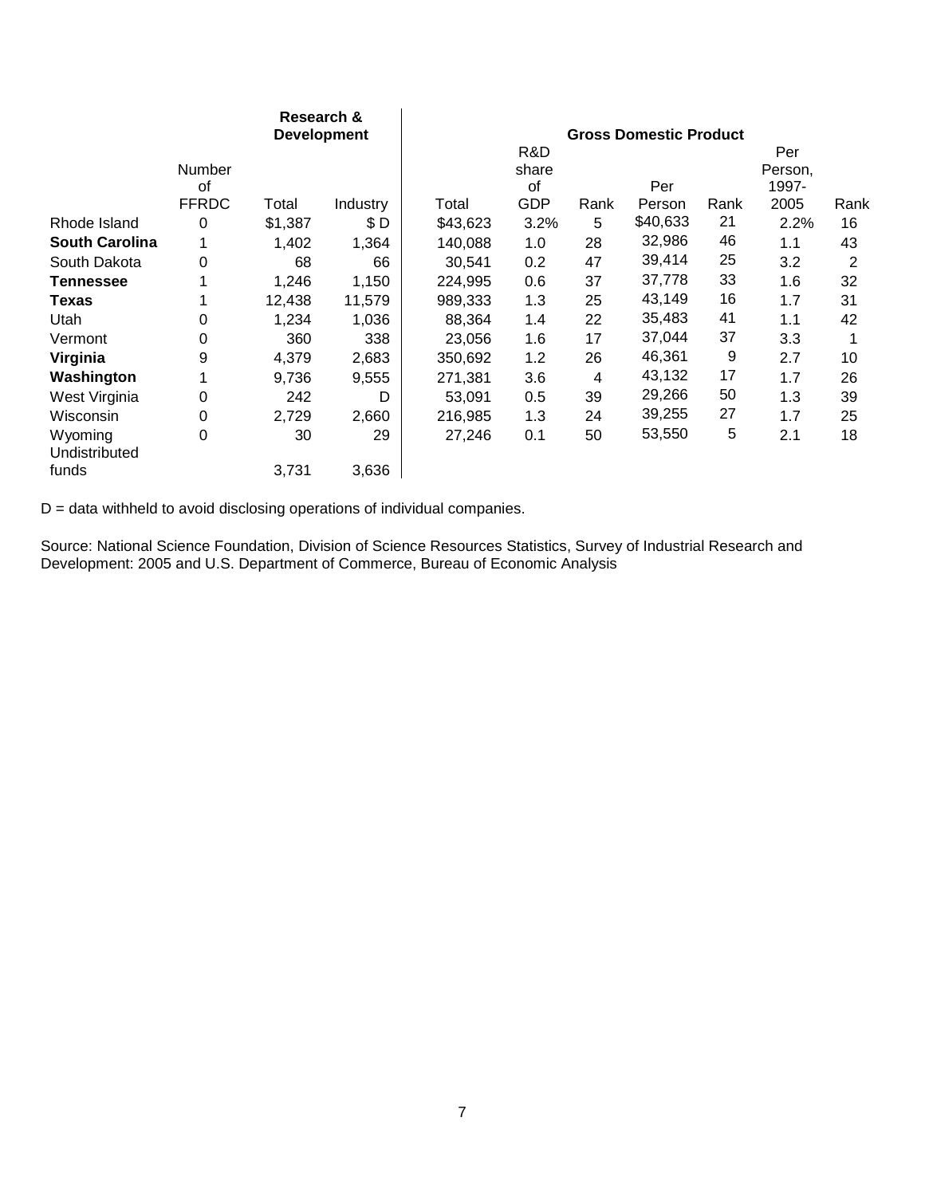| | Number of FFRDC | Research & Development Total | Industry | Gross Domestic Product Total | R&D share of GDP | Rank | Per Person | Rank | Per Person, 1997-2005 | Rank |
|---|---|---|---|---|---|---|---|---|---|---|
| Rhode Island | 0 | $1,387 | $ D | $43,623 | 3.2% | 5 | $40,633 | 21 | 2.2% | 16 |
| **South Carolina** | 1 | 1,402 | 1,364 | 140,088 | 1.0 | 28 | 32,986 | 46 | 1.1 | 43 |
| South Dakota | 0 | 68 | 66 | 30,541 | 0.2 | 47 | 39,414 | 25 | 3.2 | 2 |
| **Tennessee** | 1 | 1,246 | 1,150 | 224,995 | 0.6 | 37 | 37,778 | 33 | 1.6 | 32 |
| **Texas** | 1 | 12,438 | 11,579 | 989,333 | 1.3 | 25 | 43,149 | 16 | 1.7 | 31 |
| Utah | 0 | 1,234 | 1,036 | 88,364 | 1.4 | 22 | 35,483 | 41 | 1.1 | 42 |
| Vermont | 0 | 360 | 338 | 23,056 | 1.6 | 17 | 37,044 | 37 | 3.3 | 1 |
| **Virginia** | 9 | 4,379 | 2,683 | 350,692 | 1.2 | 26 | 46,361 | 9 | 2.7 | 10 |
| **Washington** | 1 | 9,736 | 9,555 | 271,381 | 3.6 | 4 | 43,132 | 17 | 1.7 | 26 |
| West Virginia | 0 | 242 | D | 53,091 | 0.5 | 39 | 29,266 | 50 | 1.3 | 39 |
| Wisconsin | 0 | 2,729 | 2,660 | 216,985 | 1.3 | 24 | 39,255 | 27 | 1.7 | 25 |
| Wyoming | 0 | 30 | 29 | 27,246 | 0.1 | 50 | 53,550 | 5 | 2.1 | 18 |
| Undistributed funds | | 3,731 | 3,636 | | | | | | | |

D = data withheld to avoid disclosing operations of individual companies.

Source: National Science Foundation, Division of Science Resources Statistics, Survey of Industrial Research and Development: 2005 and U.S. Department of Commerce, Bureau of Economic Analysis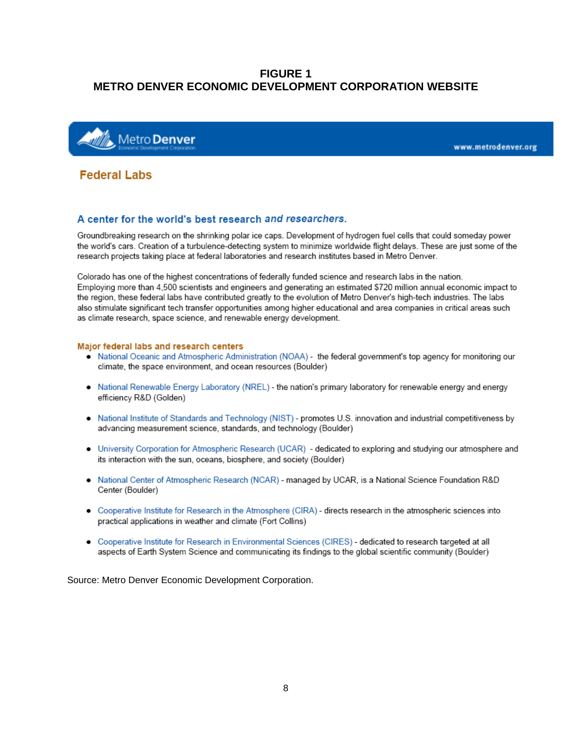**FIGURE 1**
**METRO DENVER ECONOMIC DEVELOPMENT CORPORATION WEBSITE**

Metro Denver
Economic Development Corporation

www.metrodenver.org

## Federal Labs

### A center for the world's best research *and researchers.*

Groundbreaking research on the shrinking polar ice caps. Development of hydrogen fuel cells that could someday power the world's cars. Creation of a turbulence-detecting system to minimize worldwide flight delays. These are just some of the research projects taking place at federal laboratories and research institutes based in Metro Denver.

Colorado has one of the highest concentrations of federally funded science and research labs in the nation. Employing more than 4,500 scientists and engineers and generating an estimated $720 million annual economic impact to the region, these federal labs have contributed greatly to the evolution of Metro Denver's high-tech industries. The labs also stimulate significant tech transfer opportunities among higher educational and area companies in critical areas such as climate research, space science, and renewable energy development.

**Major federal labs and research centers**

- National Oceanic and Atmospheric Administration (NOAA) - the federal government's top agency for monitoring our climate, the space environment, and ocean resources (Boulder)
- National Renewable Energy Laboratory (NREL) - the nation's primary laboratory for renewable energy and energy efficiency R&D (Golden)
- National Institute of Standards and Technology (NIST) - promotes U.S. innovation and industrial competitiveness by advancing measurement science, standards, and technology (Boulder)
- University Corporation for Atmospheric Research (UCAR) - dedicated to exploring and studying our atmosphere and its interaction with the sun, oceans, biosphere, and society (Boulder)
- National Center of Atmospheric Research (NCAR) - managed by UCAR, is a National Science Foundation R&D Center (Boulder)
- Cooperative Institute for Research in the Atmosphere (CIRA) - directs research in the atmospheric sciences into practical applications in weather and climate (Fort Collins)
- Cooperative Institute for Research in Environmental Sciences (CIRES) - dedicated to research targeted at all aspects of Earth System Science and communicating its findings to the global scientific community (Boulder)

Source: Metro Denver Economic Development Corporation.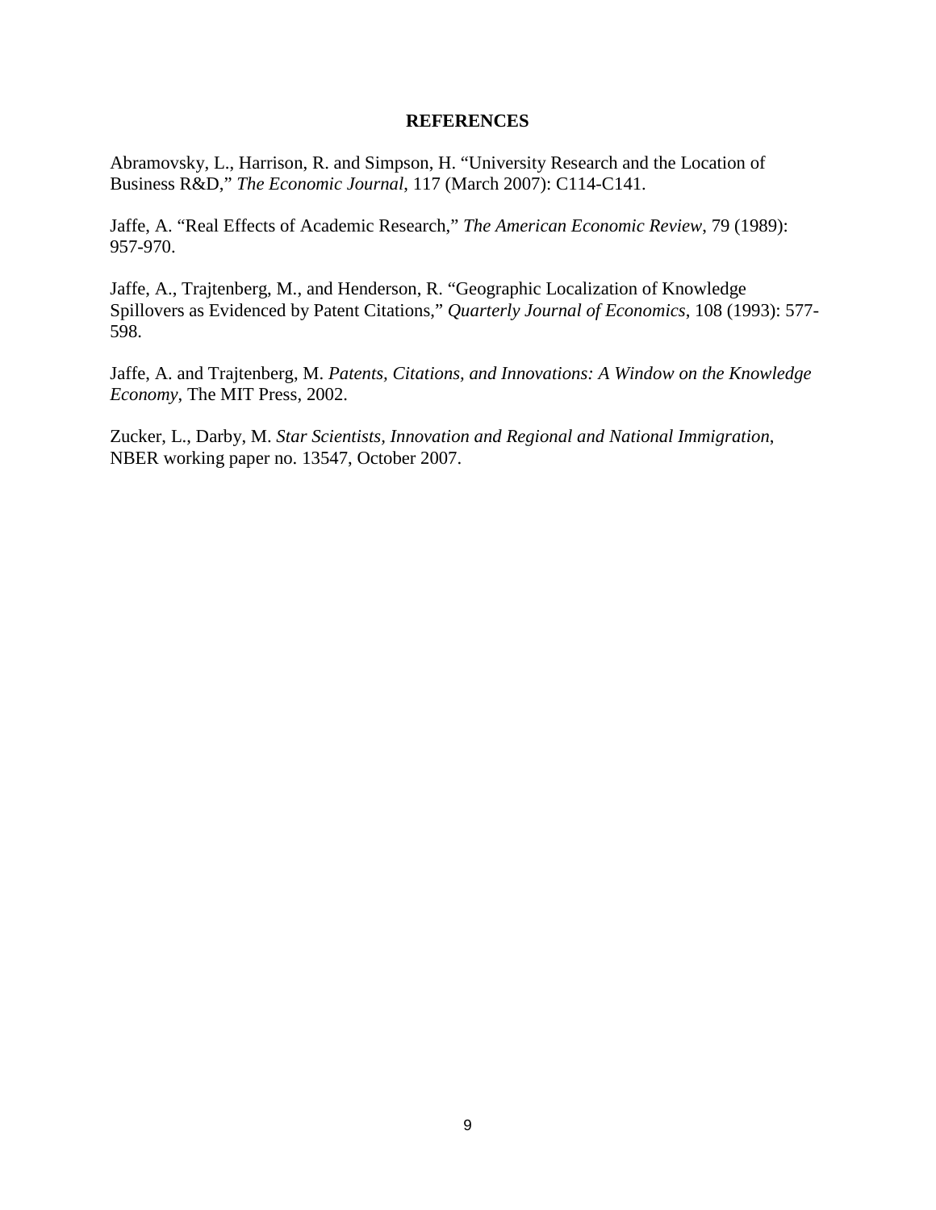## REFERENCES

Abramovsky, L., Harrison, R. and Simpson, H. "University Research and the Location of Business R&D," *The Economic Journal*, 117 (March 2007): C114-C141.

Jaffe, A. "Real Effects of Academic Research," *The American Economic Review*, 79 (1989): 957-970.

Jaffe, A., Trajtenberg, M., and Henderson, R. "Geographic Localization of Knowledge Spillovers as Evidenced by Patent Citations," *Quarterly Journal of Economics*, 108 (1993): 577-598.

Jaffe, A. and Trajtenberg, M. *Patents, Citations, and Innovations: A Window on the Knowledge Economy*, The MIT Press, 2002.

Zucker, L., Darby, M. *Star Scientists, Innovation and Regional and National Immigration*, NBER working paper no. 13547, October 2007.